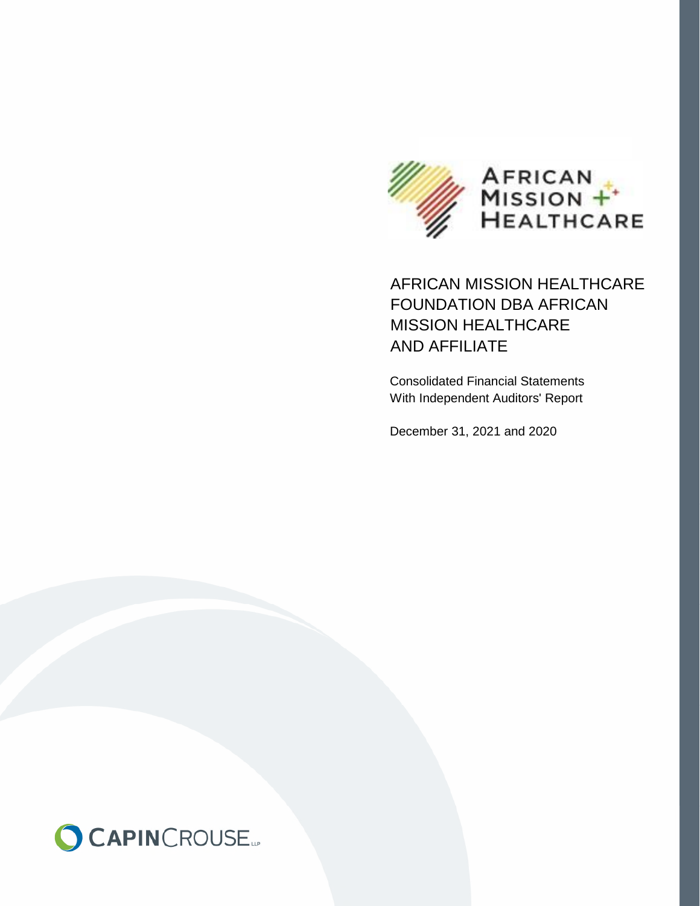# AFRICAN MISSION HEALTHCARE FOUNDATION DBA AFRICAN MISSION HEALTHCARE AND AFFILIATE

Consolidated Financial Statements
With Independent Auditors' Report

December 31, 2021 and 2020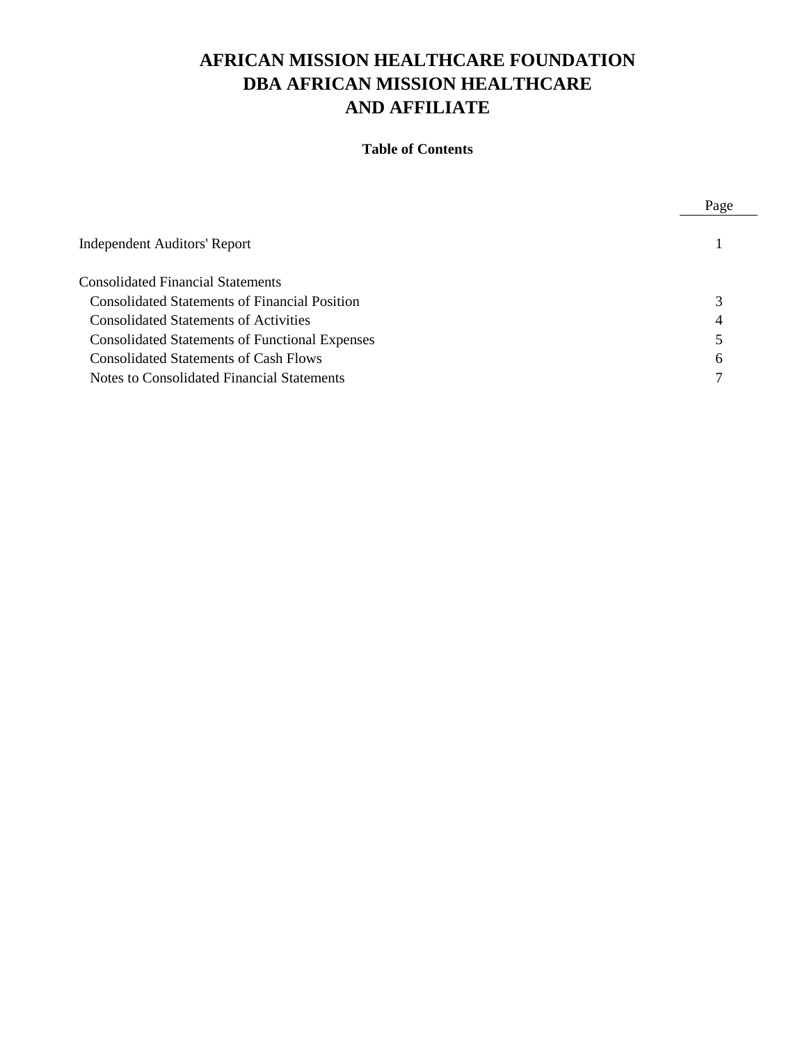# AFRICAN MISSION HEALTHCARE FOUNDATION
# DBA AFRICAN MISSION HEALTHCARE
# AND AFFILIATE

**Table of Contents**

| | Page |
|---|---|
| Independent Auditors' Report | 1 |
| Consolidated Financial Statements | |
| Consolidated Statements of Financial Position | 3 |
| Consolidated Statements of Activities | 4 |
| Consolidated Statements of Functional Expenses | 5 |
| Consolidated Statements of Cash Flows | 6 |
| Notes to Consolidated Financial Statements | 7 |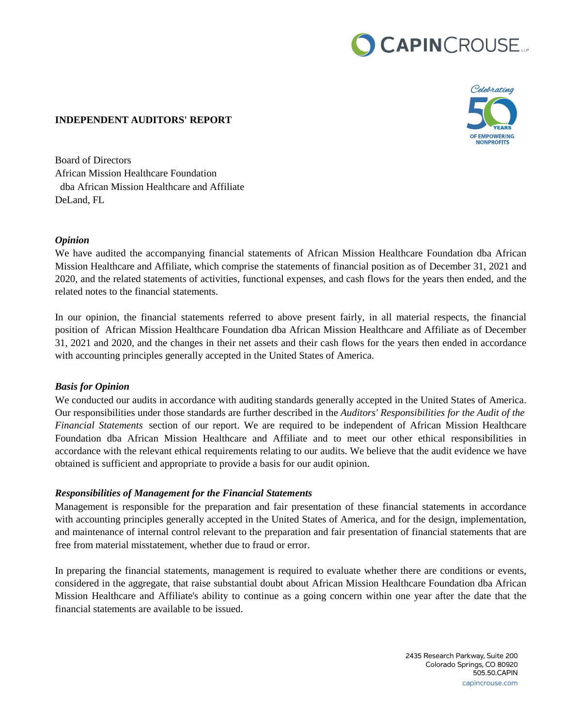## INDEPENDENT AUDITORS' REPORT

Board of Directors
African Mission Healthcare Foundation
dba African Mission Healthcare and Affiliate
DeLand, FL

***Opinion***

We have audited the accompanying financial statements of African Mission Healthcare Foundation dba African Mission Healthcare and Affiliate, which comprise the statements of financial position as of December 31, 2021 and 2020, and the related statements of activities, functional expenses, and cash flows for the years then ended, and the related notes to the financial statements.

In our opinion, the financial statements referred to above present fairly, in all material respects, the financial position of African Mission Healthcare Foundation dba African Mission Healthcare and Affiliate as of December 31, 2021 and 2020, and the changes in their net assets and their cash flows for the years then ended in accordance with accounting principles generally accepted in the United States of America.

***Basis for Opinion***

We conducted our audits in accordance with auditing standards generally accepted in the United States of America. Our responsibilities under those standards are further described in the *Auditors' Responsibilities for the Audit of the Financial Statements* section of our report. We are required to be independent of African Mission Healthcare Foundation dba African Mission Healthcare and Affiliate and to meet our other ethical responsibilities in accordance with the relevant ethical requirements relating to our audits. We believe that the audit evidence we have obtained is sufficient and appropriate to provide a basis for our audit opinion.

***Responsibilities of Management for the Financial Statements***

Management is responsible for the preparation and fair presentation of these financial statements in accordance with accounting principles generally accepted in the United States of America, and for the design, implementation, and maintenance of internal control relevant to the preparation and fair presentation of financial statements that are free from material misstatement, whether due to fraud or error.

In preparing the financial statements, management is required to evaluate whether there are conditions or events, considered in the aggregate, that raise substantial doubt about African Mission Healthcare Foundation dba African Mission Healthcare and Affiliate's ability to continue as a going concern within one year after the date that the financial statements are available to be issued.

2435 Research Parkway, Suite 200
Colorado Springs, CO 80920
505.50.CAPIN
capincrouse.com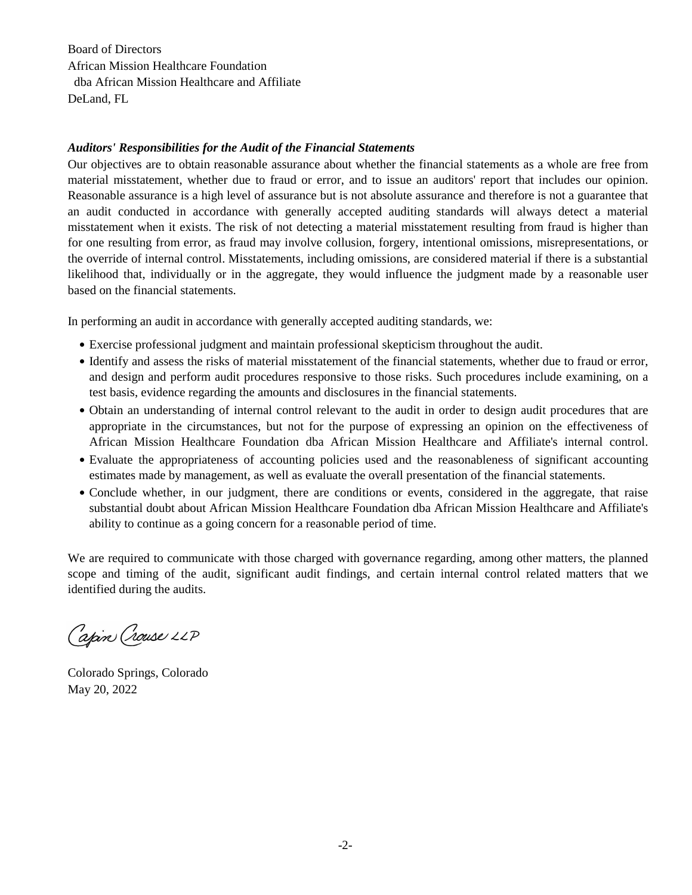Board of Directors
African Mission Healthcare Foundation
dba African Mission Healthcare and Affiliate
DeLand, FL

***Auditors' Responsibilities for the Audit of the Financial Statements***

Our objectives are to obtain reasonable assurance about whether the financial statements as a whole are free from material misstatement, whether due to fraud or error, and to issue an auditors' report that includes our opinion. Reasonable assurance is a high level of assurance but is not absolute assurance and therefore is not a guarantee that an audit conducted in accordance with generally accepted auditing standards will always detect a material misstatement when it exists. The risk of not detecting a material misstatement resulting from fraud is higher than for one resulting from error, as fraud may involve collusion, forgery, intentional omissions, misrepresentations, or the override of internal control. Misstatements, including omissions, are considered material if there is a substantial likelihood that, individually or in the aggregate, they would influence the judgment made by a reasonable user based on the financial statements.

In performing an audit in accordance with generally accepted auditing standards, we:

- Exercise professional judgment and maintain professional skepticism throughout the audit.
- Identify and assess the risks of material misstatement of the financial statements, whether due to fraud or error, and design and perform audit procedures responsive to those risks. Such procedures include examining, on a test basis, evidence regarding the amounts and disclosures in the financial statements.
- Obtain an understanding of internal control relevant to the audit in order to design audit procedures that are appropriate in the circumstances, but not for the purpose of expressing an opinion on the effectiveness of African Mission Healthcare Foundation dba African Mission Healthcare and Affiliate's internal control.
- Evaluate the appropriateness of accounting policies used and the reasonableness of significant accounting estimates made by management, as well as evaluate the overall presentation of the financial statements.
- Conclude whether, in our judgment, there are conditions or events, considered in the aggregate, that raise substantial doubt about African Mission Healthcare Foundation dba African Mission Healthcare and Affiliate's ability to continue as a going concern for a reasonable period of time.

We are required to communicate with those charged with governance regarding, among other matters, the planned scope and timing of the audit, significant audit findings, and certain internal control related matters that we identified during the audits.

Capin Crouse LLP

Colorado Springs, Colorado
May 20, 2022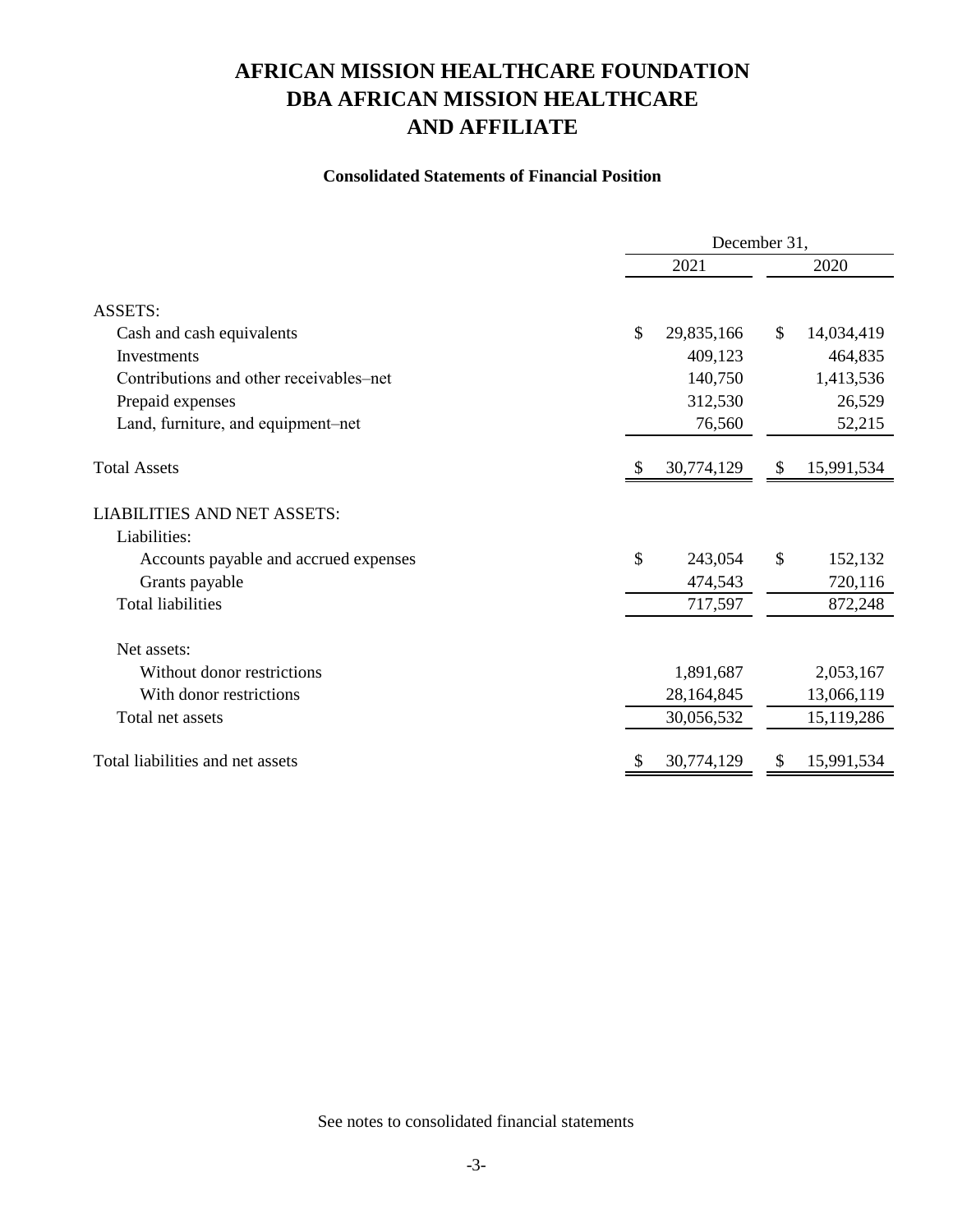# AFRICAN MISSION HEALTHCARE FOUNDATION DBA AFRICAN MISSION HEALTHCARE AND AFFILIATE

## Consolidated Statements of Financial Position

| | December 31, | |
|---|---|---|
| | 2021 | 2020 |
| ASSETS: | | |
| Cash and cash equivalents | $ 29,835,166 | $ 14,034,419 |
| Investments | 409,123 | 464,835 |
| Contributions and other receivables–net | 140,750 | 1,413,536 |
| Prepaid expenses | 312,530 | 26,529 |
| Land, furniture, and equipment–net | 76,560 | 52,215 |
| Total Assets | $ 30,774,129 | $ 15,991,534 |
| LIABILITIES AND NET ASSETS: | | |
| Liabilities: | | |
| Accounts payable and accrued expenses | $ 243,054 | $ 152,132 |
| Grants payable | 474,543 | 720,116 |
| Total liabilities | 717,597 | 872,248 |
| Net assets: | | |
| Without donor restrictions | 1,891,687 | 2,053,167 |
| With donor restrictions | 28,164,845 | 13,066,119 |
| Total net assets | 30,056,532 | 15,119,286 |
| Total liabilities and net assets | $ 30,774,129 | $ 15,991,534 |

See notes to consolidated financial statements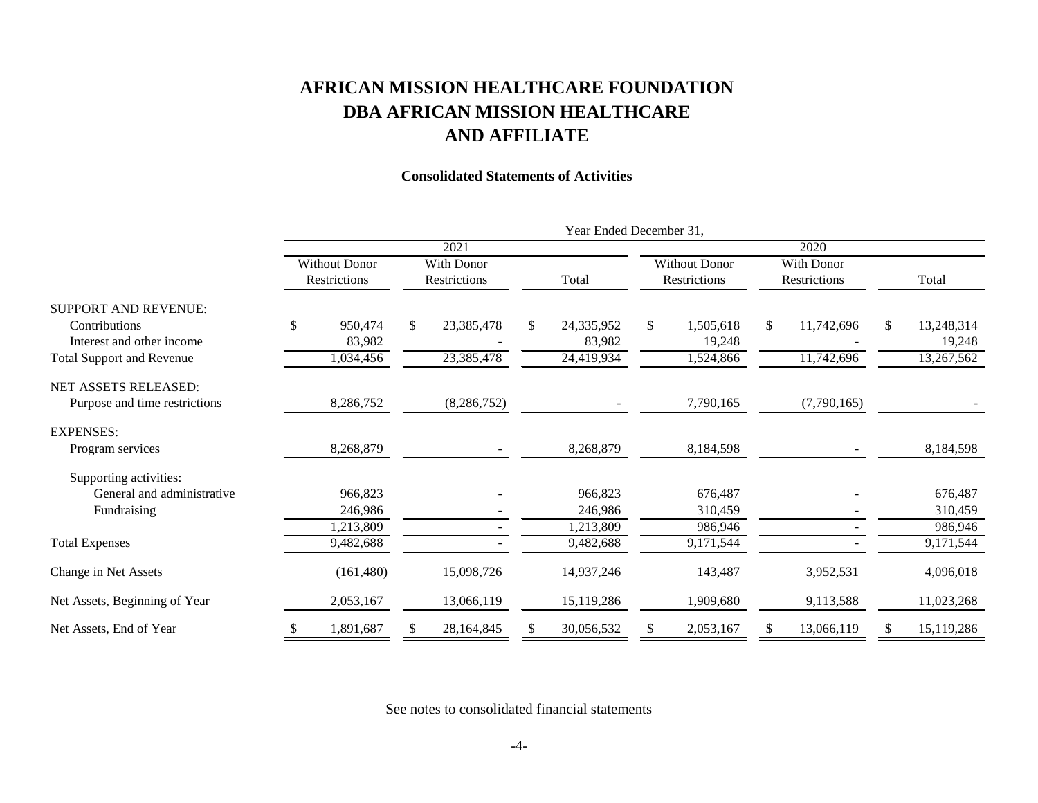# AFRICAN MISSION HEALTHCARE FOUNDATION
# DBA AFRICAN MISSION HEALTHCARE
# AND AFFILIATE

### Consolidated Statements of Activities

| | Year Ended December 31, | | | | | |
|---|---|---|---|---|---|---|
| | 2021 | | | 2020 | | |
| | Without Donor Restrictions | With Donor Restrictions | Total | Without Donor Restrictions | With Donor Restrictions | Total |
| SUPPORT AND REVENUE: | | | | | | |
| Contributions | $ 950,474 | $ 23,385,478 | $ 24,335,952 | $ 1,505,618 | $ 11,742,696 | $ 13,248,314 |
| Interest and other income | 83,982 | - | 83,982 | 19,248 | - | 19,248 |
| Total Support and Revenue | 1,034,456 | 23,385,478 | 24,419,934 | 1,524,866 | 11,742,696 | 13,267,562 |
| NET ASSETS RELEASED: | | | | | | |
| Purpose and time restrictions | 8,286,752 | (8,286,752) | - | 7,790,165 | (7,790,165) | - |
| EXPENSES: | | | | | | |
| Program services | 8,268,879 | - | 8,268,879 | 8,184,598 | - | 8,184,598 |
| Supporting activities: | | | | | | |
| General and administrative | 966,823 | - | 966,823 | 676,487 | - | 676,487 |
| Fundraising | 246,986 | - | 246,986 | 310,459 | - | 310,459 |
| | 1,213,809 | - | 1,213,809 | 986,946 | - | 986,946 |
| Total Expenses | 9,482,688 | - | 9,482,688 | 9,171,544 | - | 9,171,544 |
| Change in Net Assets | (161,480) | 15,098,726 | 14,937,246 | 143,487 | 3,952,531 | 4,096,018 |
| Net Assets, Beginning of Year | 2,053,167 | 13,066,119 | 15,119,286 | 1,909,680 | 9,113,588 | 11,023,268 |
| Net Assets, End of Year | $ 1,891,687 | $ 28,164,845 | $ 30,056,532 | $ 2,053,167 | $ 13,066,119 | $ 15,119,286 |

See notes to consolidated financial statements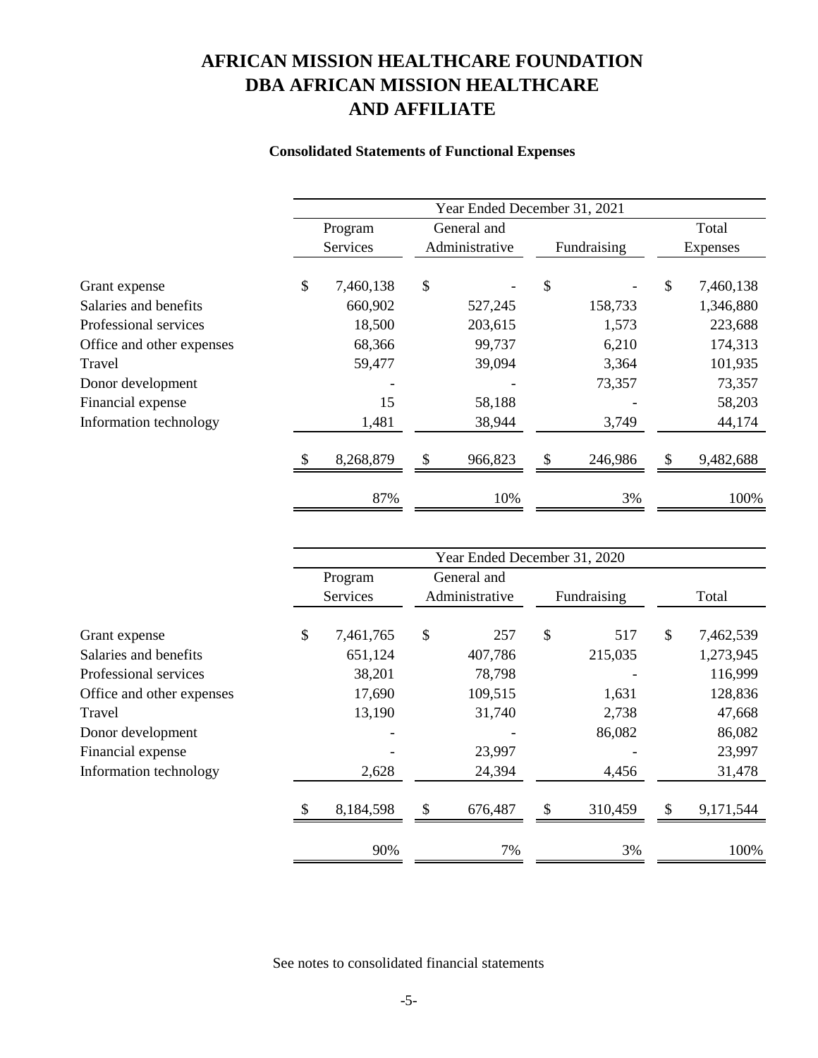# AFRICAN MISSION HEALTHCARE FOUNDATION
# DBA AFRICAN MISSION HEALTHCARE
# AND AFFILIATE

### Consolidated Statements of Functional Expenses

| | Year Ended December 31, 2021 | | | |
|---|---|---|---|---|
| | Program Services | General and Administrative | Fundraising | Total Expenses |
| Grant expense | $ 7,460,138 | $ - | $ - | $ 7,460,138 |
| Salaries and benefits | 660,902 | 527,245 | 158,733 | 1,346,880 |
| Professional services | 18,500 | 203,615 | 1,573 | 223,688 |
| Office and other expenses | 68,366 | 99,737 | 6,210 | 174,313 |
| Travel | 59,477 | 39,094 | 3,364 | 101,935 |
| Donor development | - | - | 73,357 | 73,357 |
| Financial expense | 15 | 58,188 | - | 58,203 |
| Information technology | 1,481 | 38,944 | 3,749 | 44,174 |
| | $ 8,268,879 | $ 966,823 | $ 246,986 | $ 9,482,688 |
| | 87% | 10% | 3% | 100% |

| | Year Ended December 31, 2020 | | | |
|---|---|---|---|---|
| | Program Services | General and Administrative | Fundraising | Total |
| Grant expense | $ 7,461,765 | $ 257 | $ 517 | $ 7,462,539 |
| Salaries and benefits | 651,124 | 407,786 | 215,035 | 1,273,945 |
| Professional services | 38,201 | 78,798 | - | 116,999 |
| Office and other expenses | 17,690 | 109,515 | 1,631 | 128,836 |
| Travel | 13,190 | 31,740 | 2,738 | 47,668 |
| Donor development | - | - | 86,082 | 86,082 |
| Financial expense | - | 23,997 | - | 23,997 |
| Information technology | 2,628 | 24,394 | 4,456 | 31,478 |
| | $ 8,184,598 | $ 676,487 | $ 310,459 | $ 9,171,544 |
| | 90% | 7% | 3% | 100% |

See notes to consolidated financial statements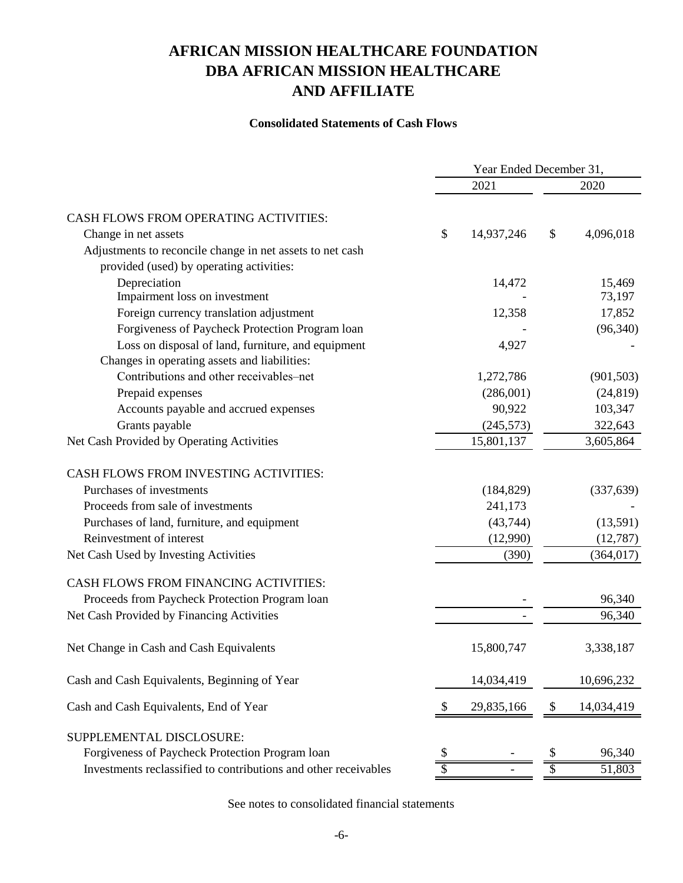# AFRICAN MISSION HEALTHCARE FOUNDATION
# DBA AFRICAN MISSION HEALTHCARE
# AND AFFILIATE

### Consolidated Statements of Cash Flows

| | Year Ended December 31, | |
|---|---|---|
| | 2021 | 2020 |
| CASH FLOWS FROM OPERATING ACTIVITIES: | | |
| Change in net assets | $ 14,937,246 | $ 4,096,018 |
| Adjustments to reconcile change in net assets to net cash provided (used) by operating activities: | | |
| Depreciation | 14,472 | 15,469 |
| Impairment loss on investment | - | 73,197 |
| Foreign currency translation adjustment | 12,358 | 17,852 |
| Forgiveness of Paycheck Protection Program loan | - | (96,340) |
| Loss on disposal of land, furniture, and equipment | 4,927 | - |
| Changes in operating assets and liabilities: | | |
| Contributions and other receivables–net | 1,272,786 | (901,503) |
| Prepaid expenses | (286,001) | (24,819) |
| Accounts payable and accrued expenses | 90,922 | 103,347 |
| Grants payable | (245,573) | 322,643 |
| Net Cash Provided by Operating Activities | 15,801,137 | 3,605,864 |
| CASH FLOWS FROM INVESTING ACTIVITIES: | | |
| Purchases of investments | (184,829) | (337,639) |
| Proceeds from sale of investments | 241,173 | - |
| Purchases of land, furniture, and equipment | (43,744) | (13,591) |
| Reinvestment of interest | (12,990) | (12,787) |
| Net Cash Used by Investing Activities | (390) | (364,017) |
| CASH FLOWS FROM FINANCING ACTIVITIES: | | |
| Proceeds from Paycheck Protection Program loan | - | 96,340 |
| Net Cash Provided by Financing Activities | - | 96,340 |
| Net Change in Cash and Cash Equivalents | 15,800,747 | 3,338,187 |
| Cash and Cash Equivalents, Beginning of Year | 14,034,419 | 10,696,232 |
| Cash and Cash Equivalents, End of Year | $ 29,835,166 | $ 14,034,419 |
| SUPPLEMENTAL DISCLOSURE: | | |
| Forgiveness of Paycheck Protection Program loan | $ - | $ 96,340 |
| Investments reclassified to contributions and other receivables | $ - | $ 51,803 |

See notes to consolidated financial statements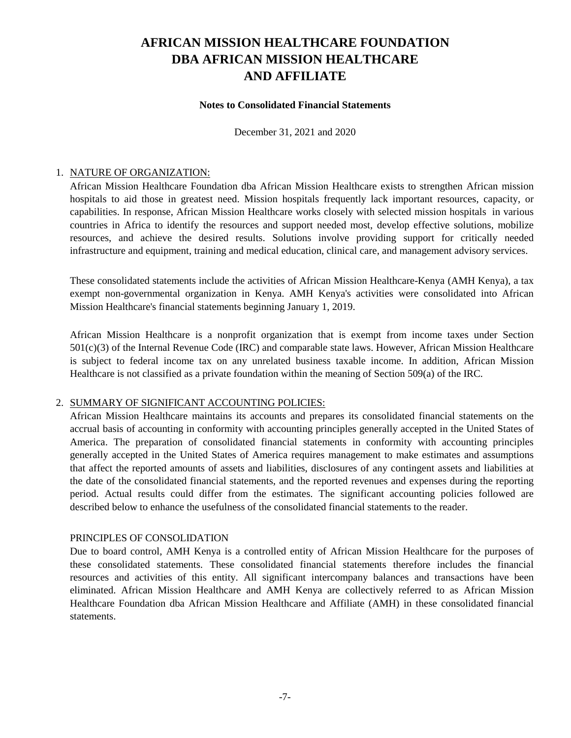# AFRICAN MISSION HEALTHCARE FOUNDATION
# DBA AFRICAN MISSION HEALTHCARE
# AND AFFILIATE

**Notes to Consolidated Financial Statements**

December 31, 2021 and 2020

## 1. NATURE OF ORGANIZATION:

African Mission Healthcare Foundation dba African Mission Healthcare exists to strengthen African mission hospitals to aid those in greatest need. Mission hospitals frequently lack important resources, capacity, or capabilities. In response, African Mission Healthcare works closely with selected mission hospitals in various countries in Africa to identify the resources and support needed most, develop effective solutions, mobilize resources, and achieve the desired results. Solutions involve providing support for critically needed infrastructure and equipment, training and medical education, clinical care, and management advisory services.

These consolidated statements include the activities of African Mission Healthcare-Kenya (AMH Kenya), a tax exempt non-governmental organization in Kenya. AMH Kenya's activities were consolidated into African Mission Healthcare's financial statements beginning January 1, 2019.

African Mission Healthcare is a nonprofit organization that is exempt from income taxes under Section 501(c)(3) of the Internal Revenue Code (IRC) and comparable state laws. However, African Mission Healthcare is subject to federal income tax on any unrelated business taxable income. In addition, African Mission Healthcare is not classified as a private foundation within the meaning of Section 509(a) of the IRC.

## 2. SUMMARY OF SIGNIFICANT ACCOUNTING POLICIES:

African Mission Healthcare maintains its accounts and prepares its consolidated financial statements on the accrual basis of accounting in conformity with accounting principles generally accepted in the United States of America. The preparation of consolidated financial statements in conformity with accounting principles generally accepted in the United States of America requires management to make estimates and assumptions that affect the reported amounts of assets and liabilities, disclosures of any contingent assets and liabilities at the date of the consolidated financial statements, and the reported revenues and expenses during the reporting period. Actual results could differ from the estimates. The significant accounting policies followed are described below to enhance the usefulness of the consolidated financial statements to the reader.

### PRINCIPLES OF CONSOLIDATION

Due to board control, AMH Kenya is a controlled entity of African Mission Healthcare for the purposes of these consolidated statements. These consolidated financial statements therefore includes the financial resources and activities of this entity. All significant intercompany balances and transactions have been eliminated. African Mission Healthcare and AMH Kenya are collectively referred to as African Mission Healthcare Foundation dba African Mission Healthcare and Affiliate (AMH) in these consolidated financial statements.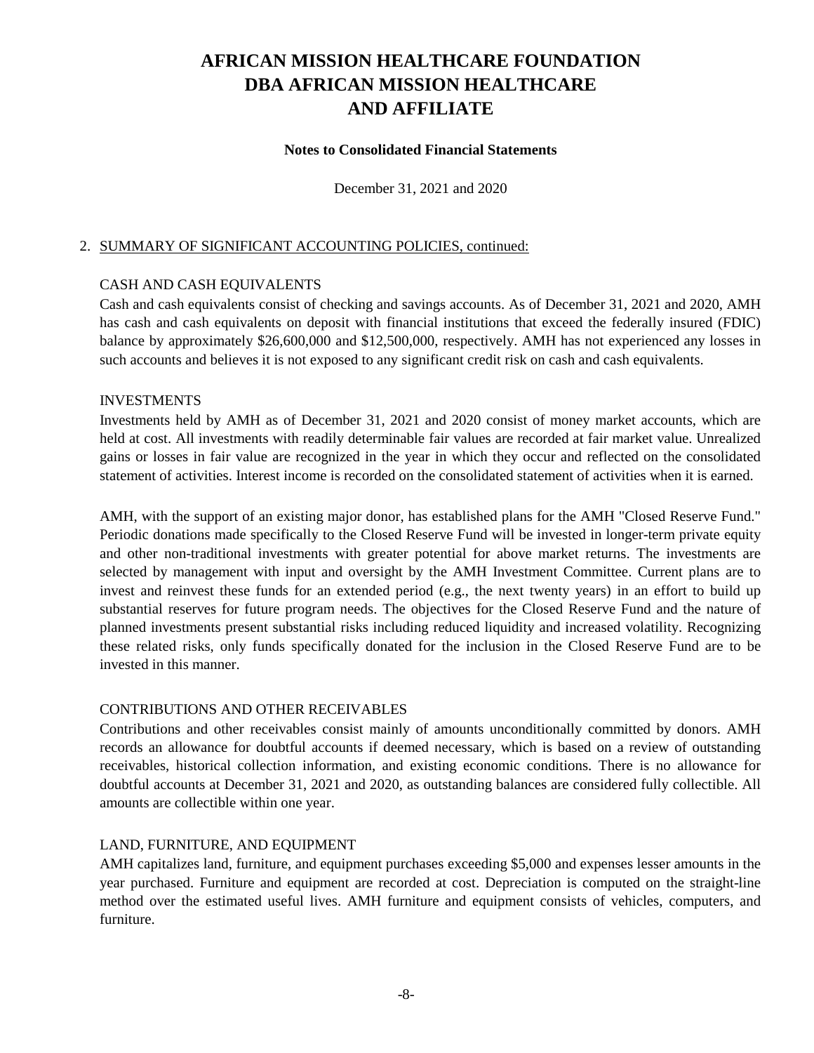# AFRICAN MISSION HEALTHCARE FOUNDATION DBA AFRICAN MISSION HEALTHCARE AND AFFILIATE

**Notes to Consolidated Financial Statements**

December 31, 2021 and 2020

## 2. SUMMARY OF SIGNIFICANT ACCOUNTING POLICIES, continued:

### CASH AND CASH EQUIVALENTS

Cash and cash equivalents consist of checking and savings accounts. As of December 31, 2021 and 2020, AMH has cash and cash equivalents on deposit with financial institutions that exceed the federally insured (FDIC) balance by approximately $26,600,000 and $12,500,000, respectively. AMH has not experienced any losses in such accounts and believes it is not exposed to any significant credit risk on cash and cash equivalents.

### INVESTMENTS

Investments held by AMH as of December 31, 2021 and 2020 consist of money market accounts, which are held at cost. All investments with readily determinable fair values are recorded at fair market value. Unrealized gains or losses in fair value are recognized in the year in which they occur and reflected on the consolidated statement of activities. Interest income is recorded on the consolidated statement of activities when it is earned.

AMH, with the support of an existing major donor, has established plans for the AMH "Closed Reserve Fund." Periodic donations made specifically to the Closed Reserve Fund will be invested in longer-term private equity and other non-traditional investments with greater potential for above market returns. The investments are selected by management with input and oversight by the AMH Investment Committee. Current plans are to invest and reinvest these funds for an extended period (e.g., the next twenty years) in an effort to build up substantial reserves for future program needs. The objectives for the Closed Reserve Fund and the nature of planned investments present substantial risks including reduced liquidity and increased volatility. Recognizing these related risks, only funds specifically donated for the inclusion in the Closed Reserve Fund are to be invested in this manner.

### CONTRIBUTIONS AND OTHER RECEIVABLES

Contributions and other receivables consist mainly of amounts unconditionally committed by donors. AMH records an allowance for doubtful accounts if deemed necessary, which is based on a review of outstanding receivables, historical collection information, and existing economic conditions. There is no allowance for doubtful accounts at December 31, 2021 and 2020, as outstanding balances are considered fully collectible. All amounts are collectible within one year.

### LAND, FURNITURE, AND EQUIPMENT

AMH capitalizes land, furniture, and equipment purchases exceeding $5,000 and expenses lesser amounts in the year purchased. Furniture and equipment are recorded at cost. Depreciation is computed on the straight-line method over the estimated useful lives. AMH furniture and equipment consists of vehicles, computers, and furniture.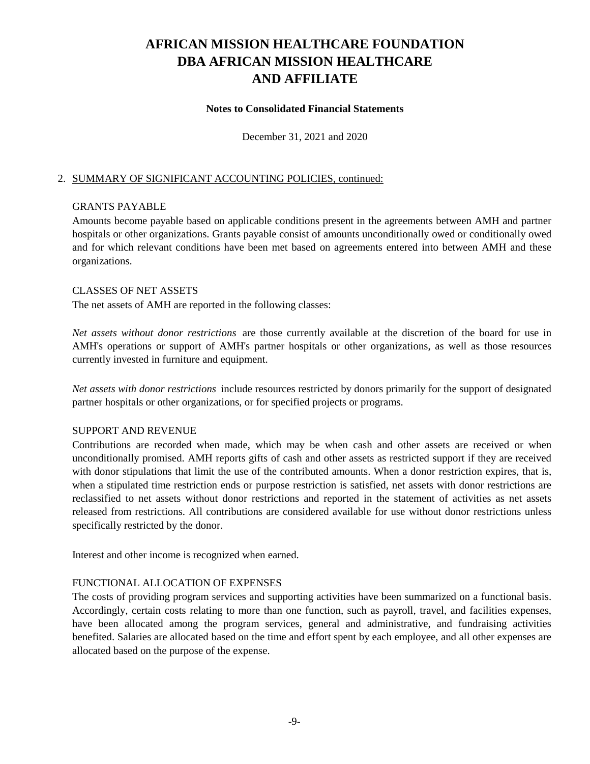# AFRICAN MISSION HEALTHCARE FOUNDATION DBA AFRICAN MISSION HEALTHCARE AND AFFILIATE

**Notes to Consolidated Financial Statements**

December 31, 2021 and 2020

## 2. SUMMARY OF SIGNIFICANT ACCOUNTING POLICIES, continued:

### GRANTS PAYABLE

Amounts become payable based on applicable conditions present in the agreements between AMH and partner hospitals or other organizations. Grants payable consist of amounts unconditionally owed or conditionally owed and for which relevant conditions have been met based on agreements entered into between AMH and these organizations.

### CLASSES OF NET ASSETS

The net assets of AMH are reported in the following classes:

*Net assets without donor restrictions* are those currently available at the discretion of the board for use in AMH's operations or support of AMH's partner hospitals or other organizations, as well as those resources currently invested in furniture and equipment.

*Net assets with donor restrictions* include resources restricted by donors primarily for the support of designated partner hospitals or other organizations, or for specified projects or programs.

### SUPPORT AND REVENUE

Contributions are recorded when made, which may be when cash and other assets are received or when unconditionally promised. AMH reports gifts of cash and other assets as restricted support if they are received with donor stipulations that limit the use of the contributed amounts. When a donor restriction expires, that is, when a stipulated time restriction ends or purpose restriction is satisfied, net assets with donor restrictions are reclassified to net assets without donor restrictions and reported in the statement of activities as net assets released from restrictions. All contributions are considered available for use without donor restrictions unless specifically restricted by the donor.

Interest and other income is recognized when earned.

### FUNCTIONAL ALLOCATION OF EXPENSES

The costs of providing program services and supporting activities have been summarized on a functional basis. Accordingly, certain costs relating to more than one function, such as payroll, travel, and facilities expenses, have been allocated among the program services, general and administrative, and fundraising activities benefited. Salaries are allocated based on the time and effort spent by each employee, and all other expenses are allocated based on the purpose of the expense.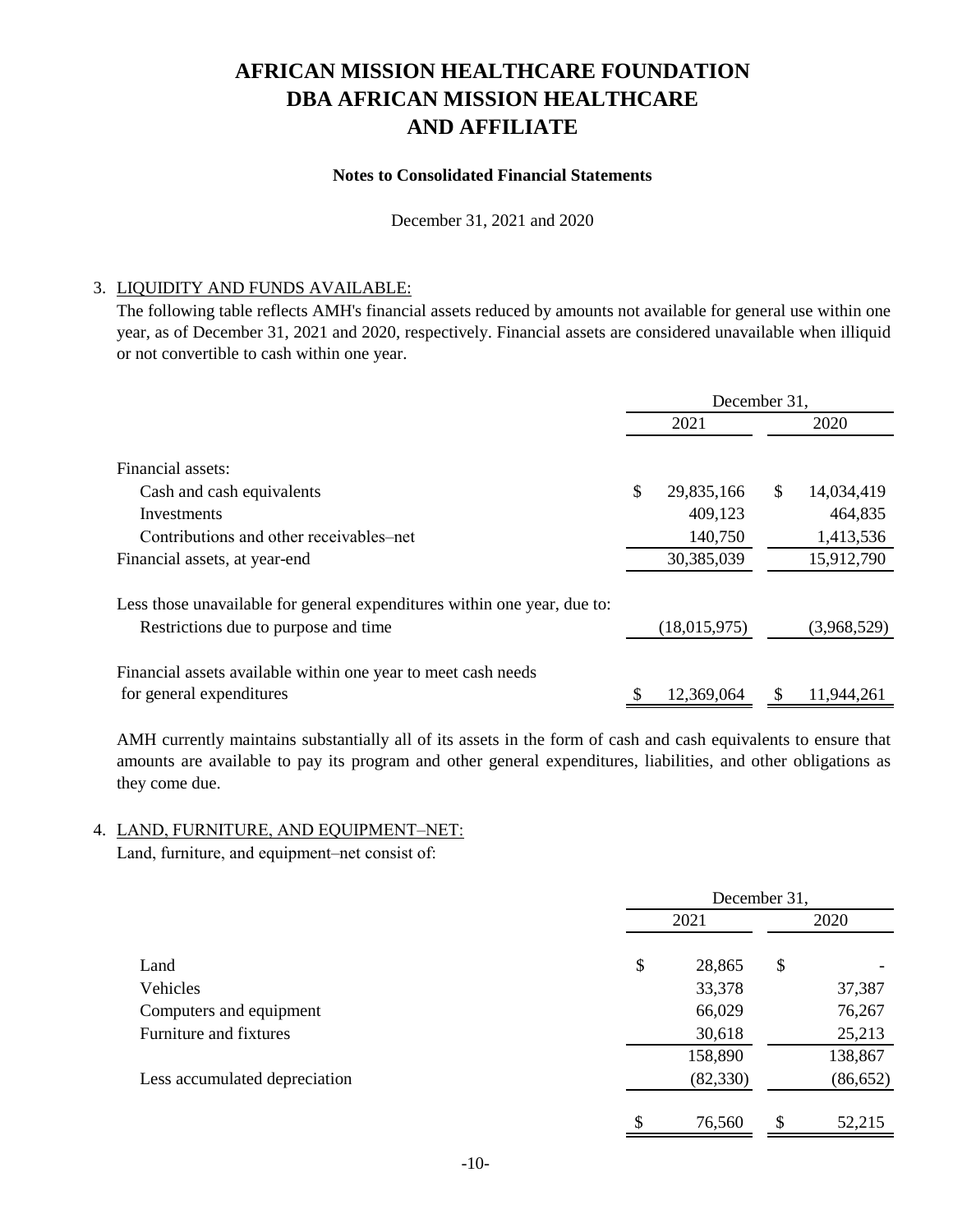# AFRICAN MISSION HEALTHCARE FOUNDATION DBA AFRICAN MISSION HEALTHCARE AND AFFILIATE

**Notes to Consolidated Financial Statements**

December 31, 2021 and 2020

3. LIQUIDITY AND FUNDS AVAILABLE:

The following table reflects AMH's financial assets reduced by amounts not available for general use within one year, as of December 31, 2021 and 2020, respectively. Financial assets are considered unavailable when illiquid or not convertible to cash within one year.

| | December 31, 2021 | December 31, 2020 |
|---|---|---|
| Financial assets: | | |
| Cash and cash equivalents | $ 29,835,166 | $ 14,034,419 |
| Investments | 409,123 | 464,835 |
| Contributions and other receivables–net | 140,750 | 1,413,536 |
| Financial assets, at year-end | 30,385,039 | 15,912,790 |
| Less those unavailable for general expenditures within one year, due to: | | |
| Restrictions due to purpose and time | (18,015,975) | (3,968,529) |
| Financial assets available within one year to meet cash needs for general expenditures | $ 12,369,064 | $ 11,944,261 |

AMH currently maintains substantially all of its assets in the form of cash and cash equivalents to ensure that amounts are available to pay its program and other general expenditures, liabilities, and other obligations as they come due.

4. LAND, FURNITURE, AND EQUIPMENT–NET:

Land, furniture, and equipment–net consist of:

| | December 31, 2021 | December 31, 2020 |
|---|---|---|
| Land | $ 28,865 | $ - |
| Vehicles | 33,378 | 37,387 |
| Computers and equipment | 66,029 | 76,267 |
| Furniture and fixtures | 30,618 | 25,213 |
| | 158,890 | 138,867 |
| Less accumulated depreciation | (82,330) | (86,652) |
| | $ 76,560 | $ 52,215 |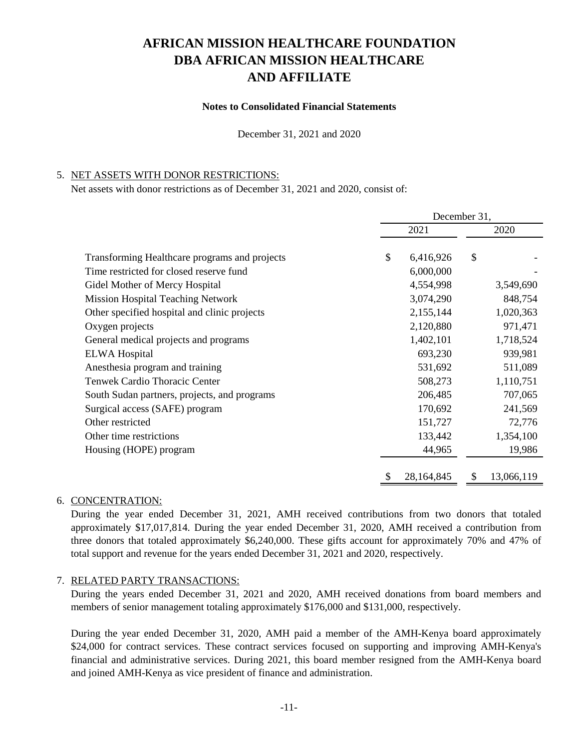# AFRICAN MISSION HEALTHCARE FOUNDATION
# DBA AFRICAN MISSION HEALTHCARE
# AND AFFILIATE

**Notes to Consolidated Financial Statements**

December 31, 2021 and 2020

5. NET ASSETS WITH DONOR RESTRICTIONS:

Net assets with donor restrictions as of December 31, 2021 and 2020, consist of:

| | December 31, | |
|---|---|---|
| | 2021 | 2020 |
| Transforming Healthcare programs and projects | $ 6,416,926 | $ - |
| Time restricted for closed reserve fund | 6,000,000 | - |
| Gidel Mother of Mercy Hospital | 4,554,998 | 3,549,690 |
| Mission Hospital Teaching Network | 3,074,290 | 848,754 |
| Other specified hospital and clinic projects | 2,155,144 | 1,020,363 |
| Oxygen projects | 2,120,880 | 971,471 |
| General medical projects and programs | 1,402,101 | 1,718,524 |
| ELWA Hospital | 693,230 | 939,981 |
| Anesthesia program and training | 531,692 | 511,089 |
| Tenwek Cardio Thoracic Center | 508,273 | 1,110,751 |
| South Sudan partners, projects, and programs | 206,485 | 707,065 |
| Surgical access (SAFE) program | 170,692 | 241,569 |
| Other restricted | 151,727 | 72,776 |
| Other time restrictions | 133,442 | 1,354,100 |
| Housing (HOPE) program | 44,965 | 19,986 |
| | $ 28,164,845 | $ 13,066,119 |

6. CONCENTRATION:

During the year ended December 31, 2021, AMH received contributions from two donors that totaled approximately $17,017,814. During the year ended December 31, 2020, AMH received a contribution from three donors that totaled approximately $6,240,000. These gifts account for approximately 70% and 47% of total support and revenue for the years ended December 31, 2021 and 2020, respectively.

7. RELATED PARTY TRANSACTIONS:

During the years ended December 31, 2021 and 2020, AMH received donations from board members and members of senior management totaling approximately $176,000 and $131,000, respectively.

During the year ended December 31, 2020, AMH paid a member of the AMH-Kenya board approximately $24,000 for contract services. These contract services focused on supporting and improving AMH-Kenya's financial and administrative services. During 2021, this board member resigned from the AMH-Kenya board and joined AMH-Kenya as vice president of finance and administration.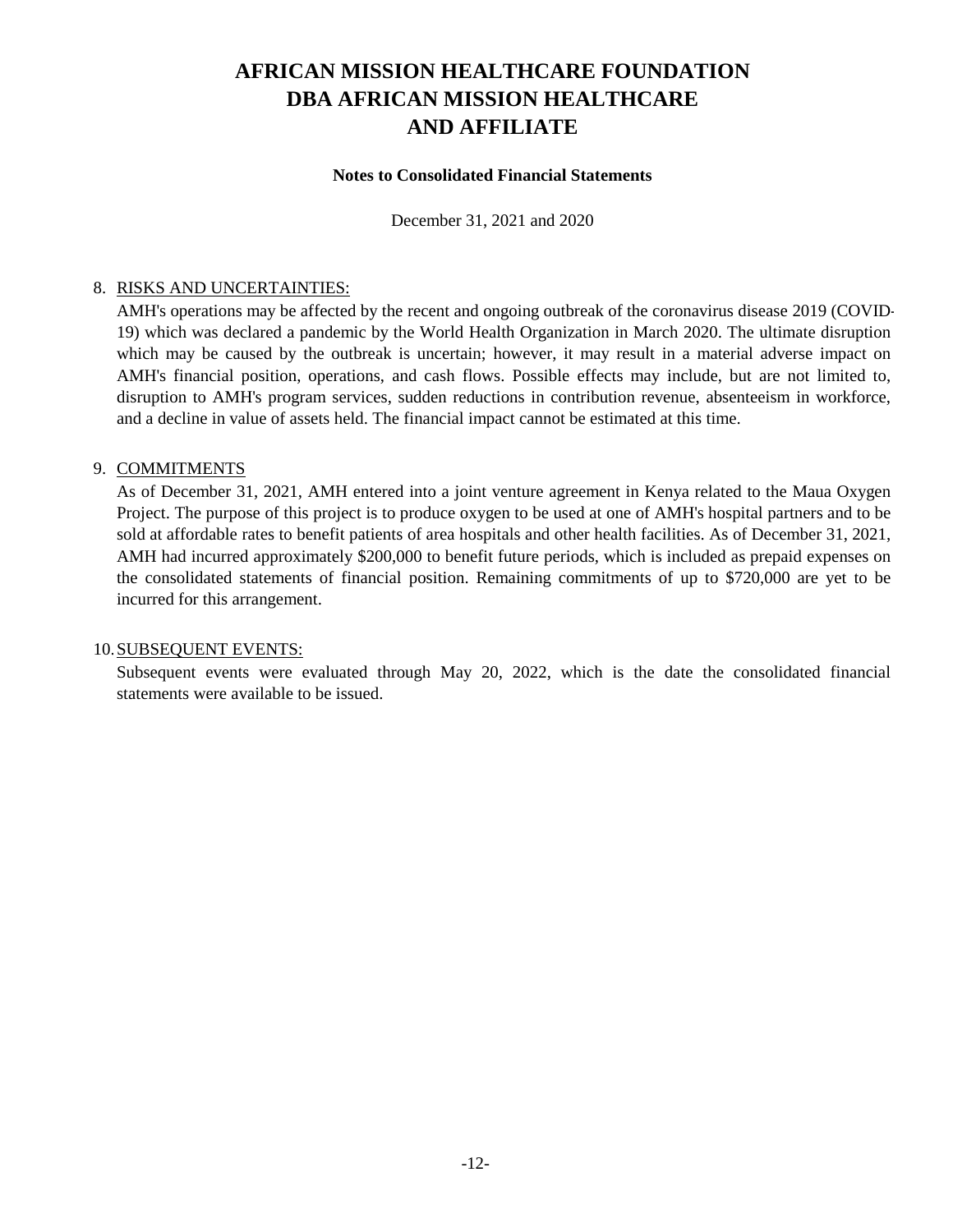# AFRICAN MISSION HEALTHCARE FOUNDATION DBA AFRICAN MISSION HEALTHCARE AND AFFILIATE

**Notes to Consolidated Financial Statements**

December 31, 2021 and 2020

8. RISKS AND UNCERTAINTIES:

AMH's operations may be affected by the recent and ongoing outbreak of the coronavirus disease 2019 (COVID-19) which was declared a pandemic by the World Health Organization in March 2020. The ultimate disruption which may be caused by the outbreak is uncertain; however, it may result in a material adverse impact on AMH's financial position, operations, and cash flows. Possible effects may include, but are not limited to, disruption to AMH's program services, sudden reductions in contribution revenue, absenteeism in workforce, and a decline in value of assets held. The financial impact cannot be estimated at this time.

9. COMMITMENTS

As of December 31, 2021, AMH entered into a joint venture agreement in Kenya related to the Maua Oxygen Project. The purpose of this project is to produce oxygen to be used at one of AMH's hospital partners and to be sold at affordable rates to benefit patients of area hospitals and other health facilities. As of December 31, 2021, AMH had incurred approximately $200,000 to benefit future periods, which is included as prepaid expenses on the consolidated statements of financial position. Remaining commitments of up to $720,000 are yet to be incurred for this arrangement.

10. SUBSEQUENT EVENTS:

Subsequent events were evaluated through May 20, 2022, which is the date the consolidated financial statements were available to be issued.